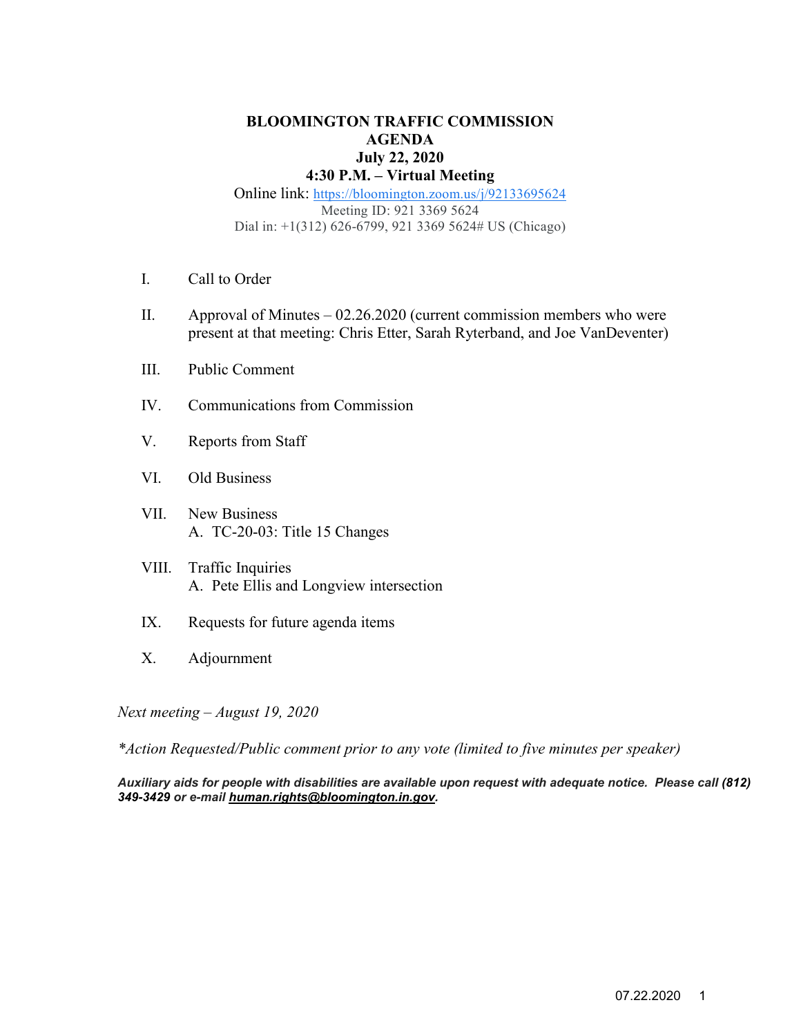# BLOOMINGTON TRAFFIC COMMISSION
## AGENDA
## July 22, 2020
## 4:30 P.M. – Virtual Meeting

Online link: https://bloomington.zoom.us/j/92133695624
Meeting ID: 921 3369 5624
Dial in: +1(312) 626-6799, 921 3369 5624# US (Chicago)

I. Call to Order

II. Approval of Minutes – 02.26.2020 (current commission members who were present at that meeting: Chris Etter, Sarah Ryterband, and Joe VanDeventer)

III. Public Comment

IV. Communications from Commission

V. Reports from Staff

VI. Old Business

VII. New Business
   A. TC-20-03: Title 15 Changes

VIII. Traffic Inquiries
   A. Pete Ellis and Longview intersection

IX. Requests for future agenda items

X. Adjournment

*Next meeting – August 19, 2020*

*\*Action Requested/Public comment prior to any vote (limited to five minutes per speaker)*

***Auxiliary aids for people with disabilities are available upon request with adequate notice. Please call (812) 349-3429 or e-mail human.rights@bloomington.in.gov.***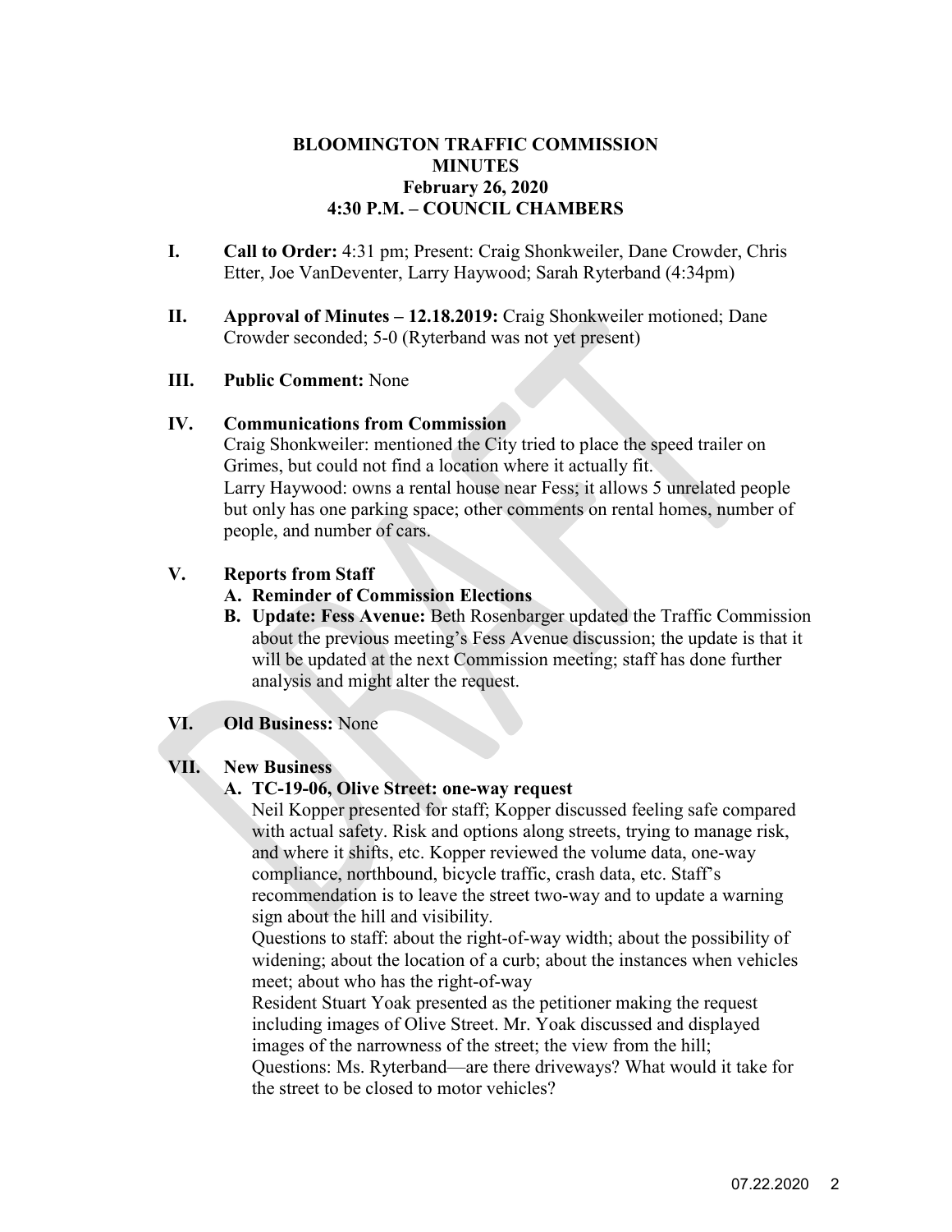# BLOOMINGTON TRAFFIC COMMISSION
## MINUTES
### February 26, 2020
### 4:30 P.M. – COUNCIL CHAMBERS

**I. Call to Order:** 4:31 pm; Present: Craig Shonkweiler, Dane Crowder, Chris Etter, Joe VanDeventer, Larry Haywood; Sarah Ryterband (4:34pm)

**II. Approval of Minutes – 12.18.2019:** Craig Shonkweiler motioned; Dane Crowder seconded; 5-0 (Ryterband was not yet present)

**III. Public Comment:** None

**IV. Communications from Commission**

Craig Shonkweiler: mentioned the City tried to place the speed trailer on Grimes, but could not find a location where it actually fit.

Larry Haywood: owns a rental house near Fess; it allows 5 unrelated people but only has one parking space; other comments on rental homes, number of people, and number of cars.

**V. Reports from Staff**

**A. Reminder of Commission Elections**

**B. Update: Fess Avenue:** Beth Rosenbarger updated the Traffic Commission about the previous meeting's Fess Avenue discussion; the update is that it will be updated at the next Commission meeting; staff has done further analysis and might alter the request.

**VI. Old Business:** None

**VII. New Business**

**A. TC-19-06, Olive Street: one-way request**

Neil Kopper presented for staff; Kopper discussed feeling safe compared with actual safety. Risk and options along streets, trying to manage risk, and where it shifts, etc. Kopper reviewed the volume data, one-way compliance, northbound, bicycle traffic, crash data, etc. Staff's recommendation is to leave the street two-way and to update a warning sign about the hill and visibility.

Questions to staff: about the right-of-way width; about the possibility of widening; about the location of a curb; about the instances when vehicles meet; about who has the right-of-way

Resident Stuart Yoak presented as the petitioner making the request including images of Olive Street. Mr. Yoak discussed and displayed images of the narrowness of the street; the view from the hill;

Questions: Ms. Ryterband—are there driveways? What would it take for the street to be closed to motor vehicles?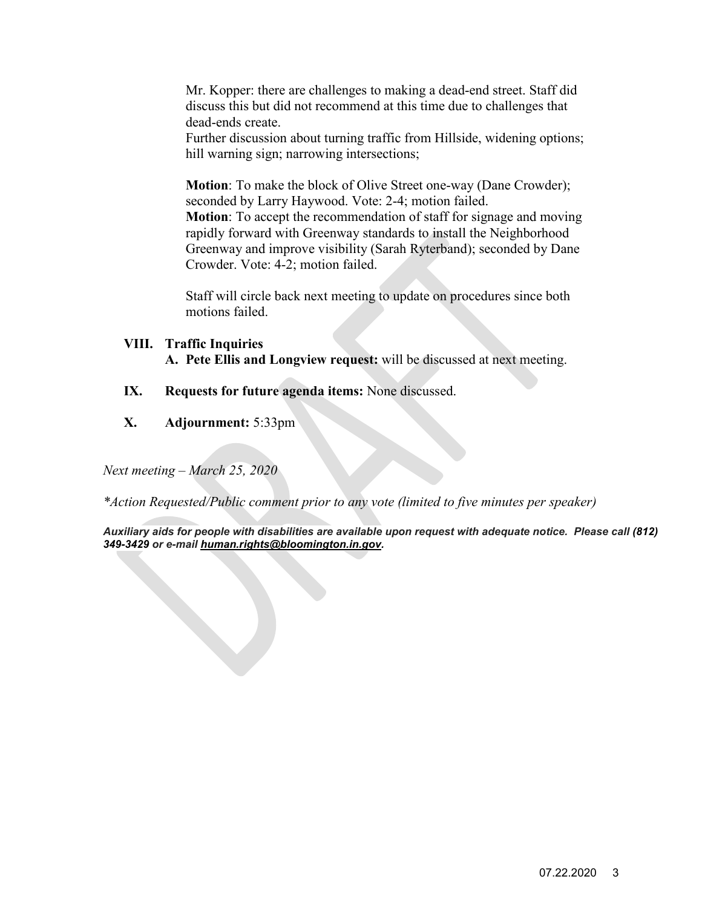Mr. Kopper: there are challenges to making a dead-end street. Staff did discuss this but did not recommend at this time due to challenges that dead-ends create.
Further discussion about turning traffic from Hillside, widening options; hill warning sign; narrowing intersections;

**Motion**: To make the block of Olive Street one-way (Dane Crowder); seconded by Larry Haywood. Vote: 2-4; motion failed.
**Motion**: To accept the recommendation of staff for signage and moving rapidly forward with Greenway standards to install the Neighborhood Greenway and improve visibility (Sarah Ryterband); seconded by Dane Crowder. Vote: 4-2; motion failed.

Staff will circle back next meeting to update on procedures since both motions failed.

**VIII. Traffic Inquiries**

**A. Pete Ellis and Longview request:** will be discussed at next meeting.

**IX. Requests for future agenda items:** None discussed.

**X. Adjournment:** 5:33pm

*Next meeting – March 25, 2020*

*\*Action Requested/Public comment prior to any vote (limited to five minutes per speaker)*

***Auxiliary aids for people with disabilities are available upon request with adequate notice. Please call (812) 349-3429 or e-mail human.rights@bloomington.in.gov.***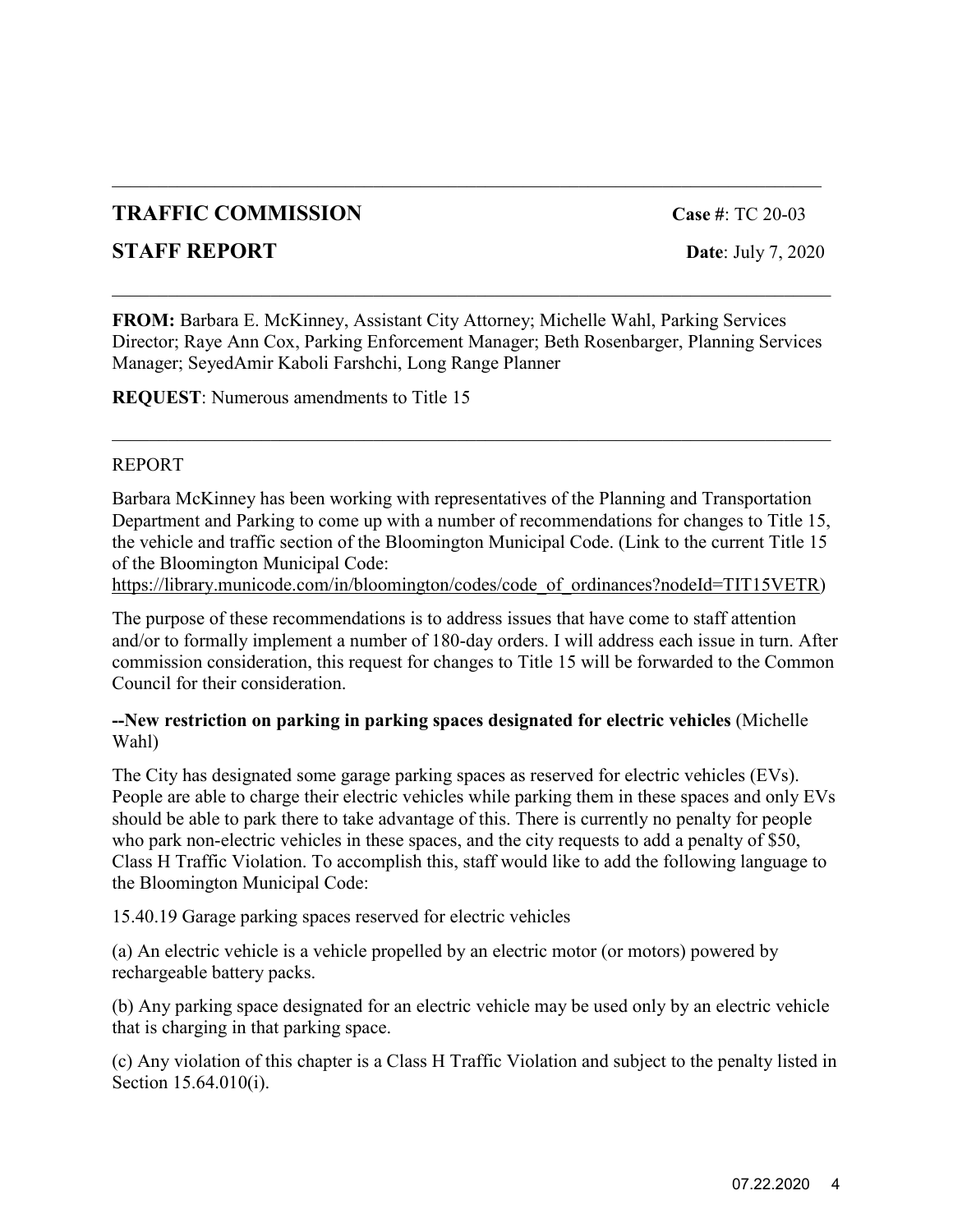## TRAFFIC COMMISSION

**Case #**: TC 20-03

## STAFF REPORT

**Date**: July 7, 2020

---

**FROM:** Barbara E. McKinney, Assistant City Attorney; Michelle Wahl, Parking Services Director; Raye Ann Cox, Parking Enforcement Manager; Beth Rosenbarger, Planning Services Manager; SeyedAmir Kaboli Farshchi, Long Range Planner

**REQUEST**: Numerous amendments to Title 15

---

REPORT

Barbara McKinney has been working with representatives of the Planning and Transportation Department and Parking to come up with a number of recommendations for changes to Title 15, the vehicle and traffic section of the Bloomington Municipal Code. (Link to the current Title 15 of the Bloomington Municipal Code: https://library.municode.com/in/bloomington/codes/code_of_ordinances?nodeId=TIT15VETR)

The purpose of these recommendations is to address issues that have come to staff attention and/or to formally implement a number of 180-day orders. I will address each issue in turn. After commission consideration, this request for changes to Title 15 will be forwarded to the Common Council for their consideration.

**--New restriction on parking in parking spaces designated for electric vehicles** (Michelle Wahl)

The City has designated some garage parking spaces as reserved for electric vehicles (EVs). People are able to charge their electric vehicles while parking them in these spaces and only EVs should be able to park there to take advantage of this. There is currently no penalty for people who park non-electric vehicles in these spaces, and the city requests to add a penalty of $50, Class H Traffic Violation. To accomplish this, staff would like to add the following language to the Bloomington Municipal Code:

15.40.19 Garage parking spaces reserved for electric vehicles

(a) An electric vehicle is a vehicle propelled by an electric motor (or motors) powered by rechargeable battery packs.

(b) Any parking space designated for an electric vehicle may be used only by an electric vehicle that is charging in that parking space.

(c) Any violation of this chapter is a Class H Traffic Violation and subject to the penalty listed in Section 15.64.010(i).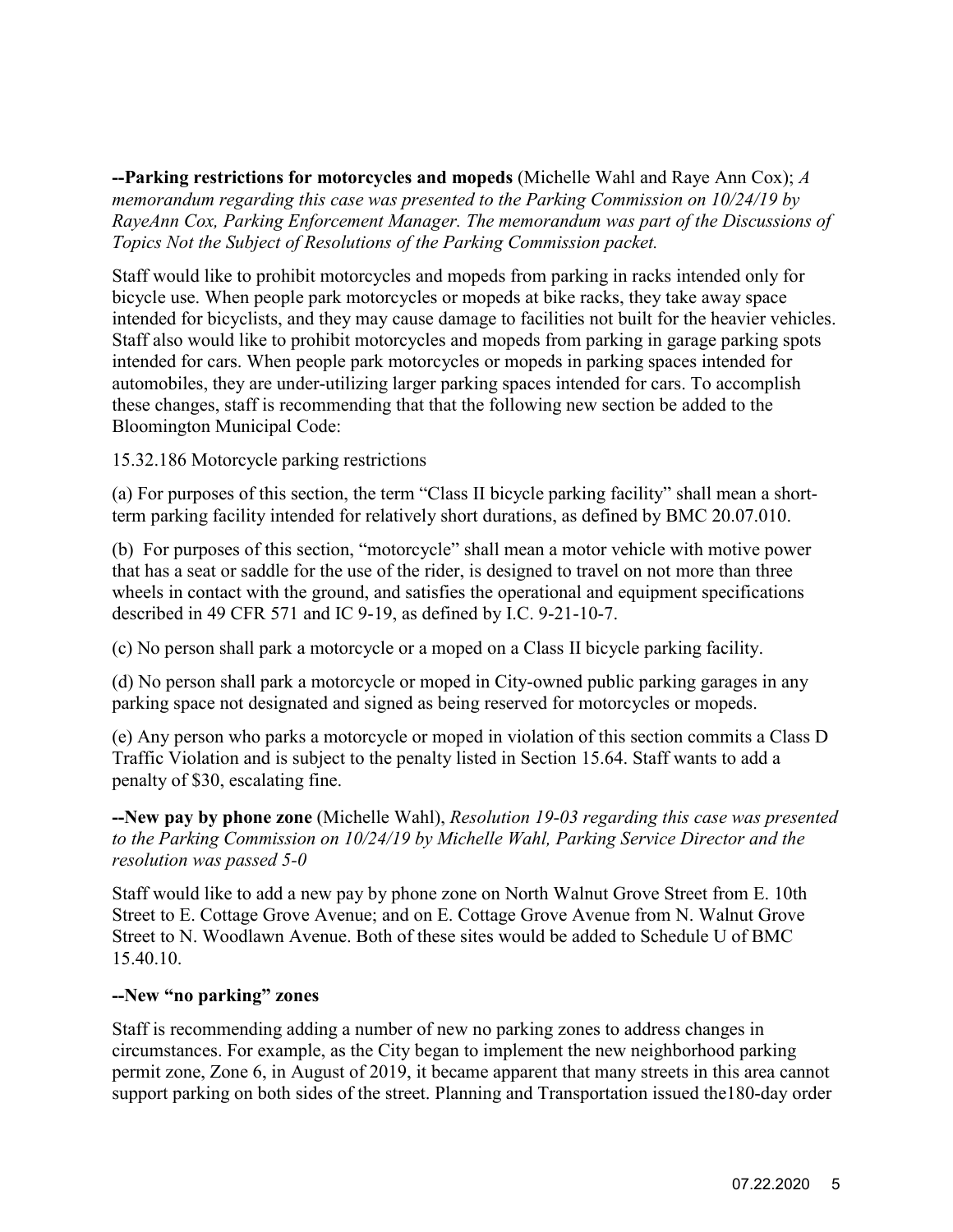**--Parking restrictions for motorcycles and mopeds** (Michelle Wahl and Raye Ann Cox); *A memorandum regarding this case was presented to the Parking Commission on 10/24/19 by RayeAnn Cox, Parking Enforcement Manager. The memorandum was part of the Discussions of Topics Not the Subject of Resolutions of the Parking Commission packet.*

Staff would like to prohibit motorcycles and mopeds from parking in racks intended only for bicycle use. When people park motorcycles or mopeds at bike racks, they take away space intended for bicyclists, and they may cause damage to facilities not built for the heavier vehicles. Staff also would like to prohibit motorcycles and mopeds from parking in garage parking spots intended for cars. When people park motorcycles or mopeds in parking spaces intended for automobiles, they are under-utilizing larger parking spaces intended for cars. To accomplish these changes, staff is recommending that that the following new section be added to the Bloomington Municipal Code:

15.32.186 Motorcycle parking restrictions

(a) For purposes of this section, the term "Class II bicycle parking facility" shall mean a short-term parking facility intended for relatively short durations, as defined by BMC 20.07.010.

(b) For purposes of this section, "motorcycle" shall mean a motor vehicle with motive power that has a seat or saddle for the use of the rider, is designed to travel on not more than three wheels in contact with the ground, and satisfies the operational and equipment specifications described in 49 CFR 571 and IC 9-19, as defined by I.C. 9-21-10-7.

(c) No person shall park a motorcycle or a moped on a Class II bicycle parking facility.

(d) No person shall park a motorcycle or moped in City-owned public parking garages in any parking space not designated and signed as being reserved for motorcycles or mopeds.

(e) Any person who parks a motorcycle or moped in violation of this section commits a Class D Traffic Violation and is subject to the penalty listed in Section 15.64. Staff wants to add a penalty of $30, escalating fine.

**--New pay by phone zone** (Michelle Wahl), *Resolution 19-03 regarding this case was presented to the Parking Commission on 10/24/19 by Michelle Wahl, Parking Service Director and the resolution was passed 5-0*

Staff would like to add a new pay by phone zone on North Walnut Grove Street from E. 10th Street to E. Cottage Grove Avenue; and on E. Cottage Grove Avenue from N. Walnut Grove Street to N. Woodlawn Avenue. Both of these sites would be added to Schedule U of BMC 15.40.10.

**--New "no parking" zones**

Staff is recommending adding a number of new no parking zones to address changes in circumstances. For example, as the City began to implement the new neighborhood parking permit zone, Zone 6, in August of 2019, it became apparent that many streets in this area cannot support parking on both sides of the street. Planning and Transportation issued the180-day order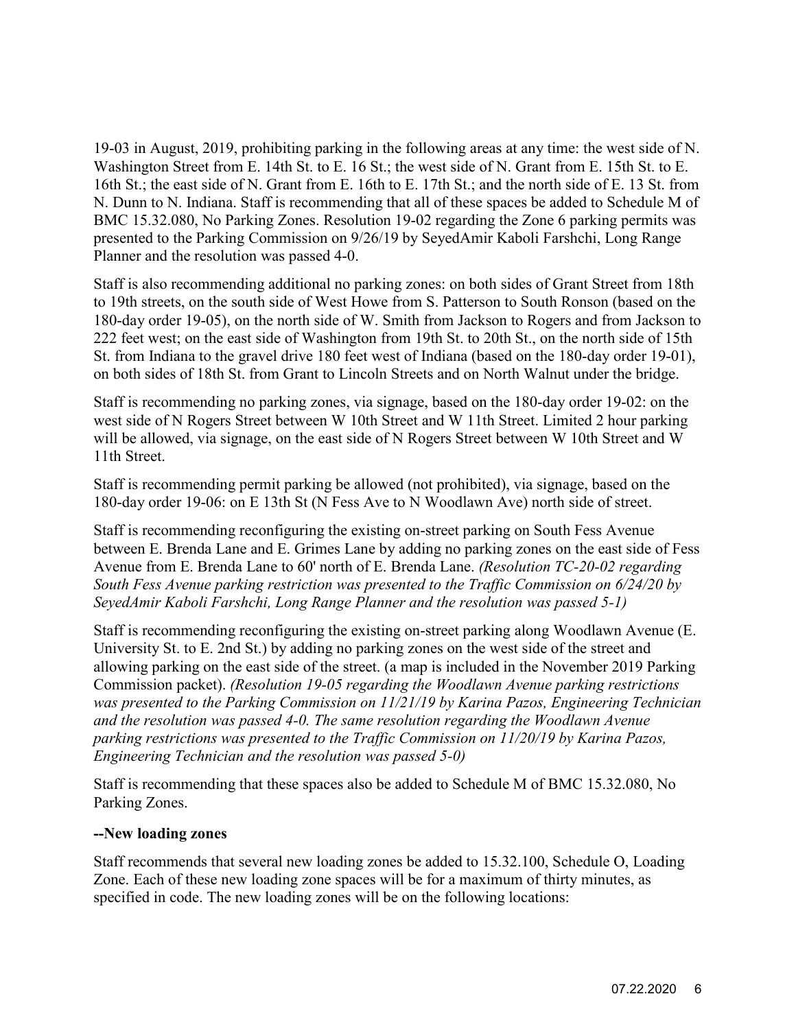19-03 in August, 2019, prohibiting parking in the following areas at any time: the west side of N. Washington Street from E. 14th St. to E. 16 St.; the west side of N. Grant from E. 15th St. to E. 16th St.; the east side of N. Grant from E. 16th to E. 17th St.; and the north side of E. 13 St. from N. Dunn to N. Indiana. Staff is recommending that all of these spaces be added to Schedule M of BMC 15.32.080, No Parking Zones. Resolution 19-02 regarding the Zone 6 parking permits was presented to the Parking Commission on 9/26/19 by SeyedAmir Kaboli Farshchi, Long Range Planner and the resolution was passed 4-0.

Staff is also recommending additional no parking zones: on both sides of Grant Street from 18th to 19th streets, on the south side of West Howe from S. Patterson to South Ronson (based on the 180-day order 19-05), on the north side of W. Smith from Jackson to Rogers and from Jackson to 222 feet west; on the east side of Washington from 19th St. to 20th St., on the north side of 15th St. from Indiana to the gravel drive 180 feet west of Indiana (based on the 180-day order 19-01), on both sides of 18th St. from Grant to Lincoln Streets and on North Walnut under the bridge.

Staff is recommending no parking zones, via signage, based on the 180-day order 19-02: on the west side of N Rogers Street between W 10th Street and W 11th Street. Limited 2 hour parking will be allowed, via signage, on the east side of N Rogers Street between W 10th Street and W 11th Street.

Staff is recommending permit parking be allowed (not prohibited), via signage, based on the 180-day order 19-06: on E 13th St (N Fess Ave to N Woodlawn Ave) north side of street.

Staff is recommending reconfiguring the existing on-street parking on South Fess Avenue between E. Brenda Lane and E. Grimes Lane by adding no parking zones on the east side of Fess Avenue from E. Brenda Lane to 60' north of E. Brenda Lane. *(Resolution TC-20-02 regarding South Fess Avenue parking restriction was presented to the Traffic Commission on 6/24/20 by SeyedAmir Kaboli Farshchi, Long Range Planner and the resolution was passed 5-1)*

Staff is recommending reconfiguring the existing on-street parking along Woodlawn Avenue (E. University St. to E. 2nd St.) by adding no parking zones on the west side of the street and allowing parking on the east side of the street. (a map is included in the November 2019 Parking Commission packet). *(Resolution 19-05 regarding the Woodlawn Avenue parking restrictions was presented to the Parking Commission on 11/21/19 by Karina Pazos, Engineering Technician and the resolution was passed 4-0. The same resolution regarding the Woodlawn Avenue parking restrictions was presented to the Traffic Commission on 11/20/19 by Karina Pazos, Engineering Technician and the resolution was passed 5-0)*

Staff is recommending that these spaces also be added to Schedule M of BMC 15.32.080, No Parking Zones.

**--New loading zones**

Staff recommends that several new loading zones be added to 15.32.100, Schedule O, Loading Zone. Each of these new loading zone spaces will be for a maximum of thirty minutes, as specified in code. The new loading zones will be on the following locations: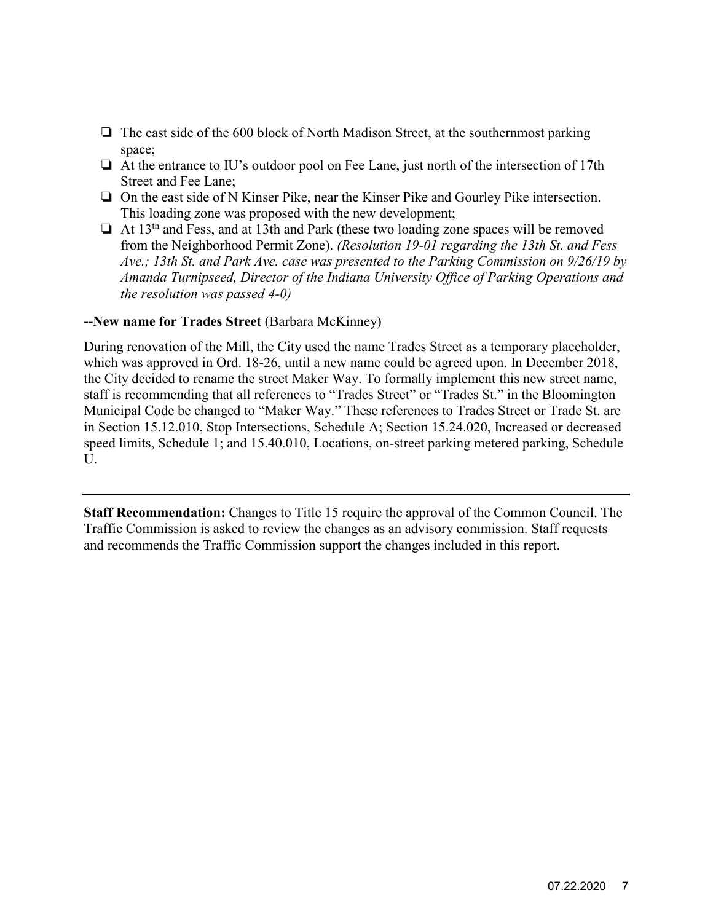- The east side of the 600 block of North Madison Street, at the southernmost parking space;
- At the entrance to IU's outdoor pool on Fee Lane, just north of the intersection of 17th Street and Fee Lane;
- On the east side of N Kinser Pike, near the Kinser Pike and Gourley Pike intersection. This loading zone was proposed with the new development;
- At 13th and Fess, and at 13th and Park (these two loading zone spaces will be removed from the Neighborhood Permit Zone). *(Resolution 19-01 regarding the 13th St. and Fess Ave.; 13th St. and Park Ave. case was presented to the Parking Commission on 9/26/19 by Amanda Turnipseed, Director of the Indiana University Office of Parking Operations and the resolution was passed 4-0)*

**--New name for Trades Street** (Barbara McKinney)

During renovation of the Mill, the City used the name Trades Street as a temporary placeholder, which was approved in Ord. 18-26, until a new name could be agreed upon. In December 2018, the City decided to rename the street Maker Way. To formally implement this new street name, staff is recommending that all references to "Trades Street" or "Trades St." in the Bloomington Municipal Code be changed to "Maker Way." These references to Trades Street or Trade St. are in Section 15.12.010, Stop Intersections, Schedule A; Section 15.24.020, Increased or decreased speed limits, Schedule 1; and 15.40.010, Locations, on-street parking metered parking, Schedule U.

---

**Staff Recommendation:** Changes to Title 15 require the approval of the Common Council. The Traffic Commission is asked to review the changes as an advisory commission. Staff requests and recommends the Traffic Commission support the changes included in this report.